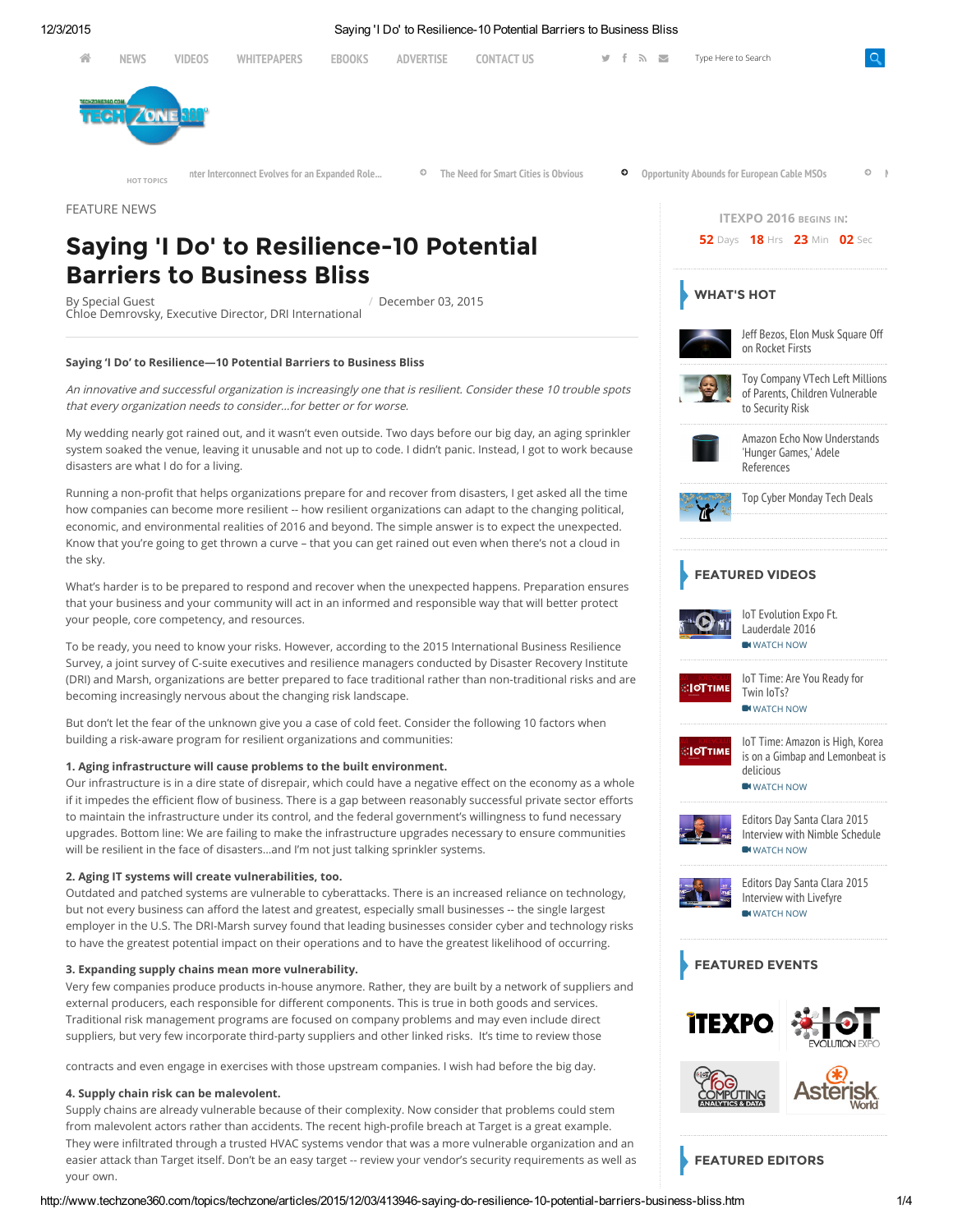FEATURE NEWS

# Saying 'I Do' to Resilience-10 Potential Barriers to Business Bliss

By Special Guest
Chloe Demrovsky, Executive Director, DRI International

December 03, 2015

**Saying 'I Do' to Resilience—10 Potential Barriers to Business Bliss**

*An innovative and successful organization is increasingly one that is resilient. Consider these 10 trouble spots that every organization needs to consider…for better or for worse.*

My wedding nearly got rained out, and it wasn't even outside. Two days before our big day, an aging sprinkler system soaked the venue, leaving it unusable and not up to code. I didn't panic. Instead, I got to work because disasters are what I do for a living.

Running a non-profit that helps organizations prepare for and recover from disasters, I get asked all the time how companies can become more resilient -- how resilient organizations can adapt to the changing political, economic, and environmental realities of 2016 and beyond. The simple answer is to expect the unexpected. Know that you're going to get thrown a curve – that you can get rained out even when there's not a cloud in the sky.

What's harder is to be prepared to respond and recover when the unexpected happens. Preparation ensures that your business and your community will act in an informed and responsible way that will better protect your people, core competency, and resources.

To be ready, you need to know your risks. However, according to the 2015 International Business Resilience Survey, a joint survey of C-suite executives and resilience managers conducted by Disaster Recovery Institute (DRI) and Marsh, organizations are better prepared to face traditional rather than non-traditional risks and are becoming increasingly nervous about the changing risk landscape.

But don't let the fear of the unknown give you a case of cold feet. Consider the following 10 factors when building a risk-aware program for resilient organizations and communities:

**1. Aging infrastructure will cause problems to the built environment.**
Our infrastructure is in a dire state of disrepair, which could have a negative effect on the economy as a whole if it impedes the efficient flow of business. There is a gap between reasonably successful private sector efforts to maintain the infrastructure under its control, and the federal government's willingness to fund necessary upgrades. Bottom line: We are failing to make the infrastructure upgrades necessary to ensure communities will be resilient in the face of disasters…and I'm not just talking sprinkler systems.

**2. Aging IT systems will create vulnerabilities, too.**
Outdated and patched systems are vulnerable to cyberattacks. There is an increased reliance on technology, but not every business can afford the latest and greatest, especially small businesses -- the single largest employer in the U.S. The DRI-Marsh survey found that leading businesses consider cyber and technology risks to have the greatest potential impact on their operations and to have the greatest likelihood of occurring.

**3. Expanding supply chains mean more vulnerability.**
Very few companies produce products in-house anymore. Rather, they are built by a network of suppliers and external producers, each responsible for different components. This is true in both goods and services. Traditional risk management programs are focused on company problems and may even include direct suppliers, but very few incorporate third-party suppliers and other linked risks. It's time to review those contracts and even engage in exercises with those upstream companies. I wish had before the big day.

**4. Supply chain risk can be malevolent.**
Supply chains are already vulnerable because of their complexity. Now consider that problems could stem from malevolent actors rather than accidents. The recent high-profile breach at Target is a great example. They were infiltrated through a trusted HVAC systems vendor that was a more vulnerable organization and an easier attack than Target itself. Don't be an easy target -- review your vendor's security requirements as well as your own.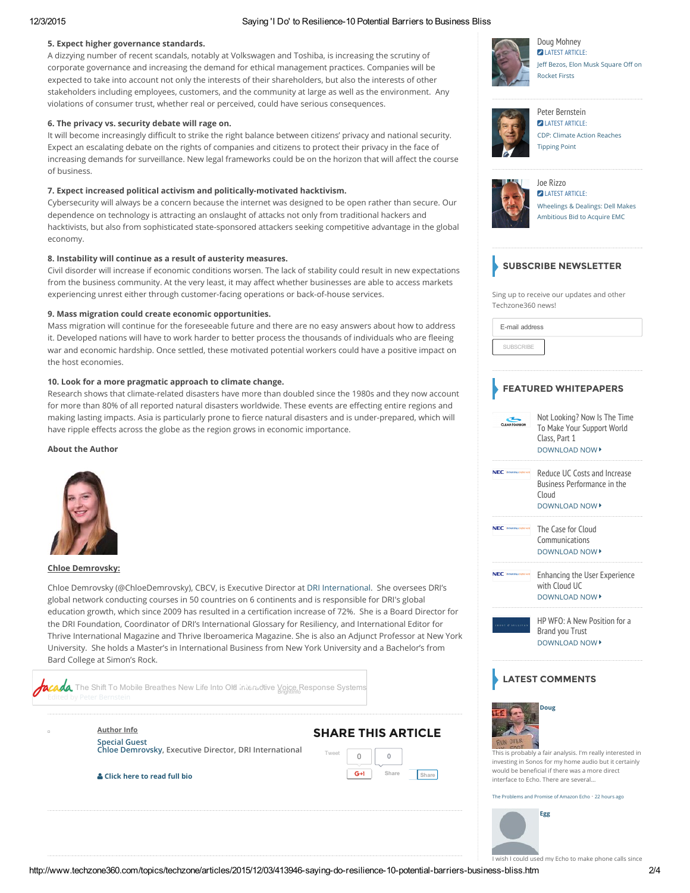**5. Expect higher governance standards.**
A dizzying number of recent scandals, notably at Volkswagen and Toshiba, is increasing the scrutiny of corporate governance and increasing the demand for ethical management practices. Companies will be expected to take into account not only the interests of their shareholders, but also the interests of other stakeholders including employees, customers, and the community at large as well as the environment. Any violations of consumer trust, whether real or perceived, could have serious consequences.

**6. The privacy vs. security debate will rage on.**
It will become increasingly difficult to strike the right balance between citizens' privacy and national security. Expect an escalating debate on the rights of companies and citizens to protect their privacy in the face of increasing demands for surveillance. New legal frameworks could be on the horizon that will affect the course of business.

**7. Expect increased political activism and politically-motivated hacktivism.**
Cybersecurity will always be a concern because the internet was designed to be open rather than secure. Our dependence on technology is attracting an onslaught of attacks not only from traditional hackers and hacktivists, but also from sophisticated state-sponsored attackers seeking competitive advantage in the global economy.

**8. Instability will continue as a result of austerity measures.**
Civil disorder will increase if economic conditions worsen. The lack of stability could result in new expectations from the business community. At the very least, it may affect whether businesses are able to access markets experiencing unrest either through customer-facing operations or back-of-house services.

**9. Mass migration could create economic opportunities.**
Mass migration will continue for the foreseeable future and there are no easy answers about how to address it. Developed nations will have to work harder to better process the thousands of individuals who are fleeing war and economic hardship. Once settled, these motivated potential workers could have a positive impact on the host economies.

**10. Look for a more pragmatic approach to climate change.**
Research shows that climate-related disasters have more than doubled since the 1980s and they now account for more than 80% of all reported natural disasters worldwide. These events are effecting entire regions and making lasting impacts. Asia is particularly prone to fierce natural disasters and is under-prepared, which will have ripple effects across the globe as the region grows in economic importance.

**About the Author**

**Chloe Demrovsky:**

Chloe Demrovsky (@ChloeDemrovsky), CBCV, is Executive Director at DRI International. She oversees DRI's global network conducting courses in 50 countries on 6 continents and is responsible for DRI's global education growth, which since 2009 has resulted in a certification increase of 72%. She is a Board Director for the DRI Foundation, Coordinator of DRI's International Glossary for Resiliency, and International Editor for Thrive International Magazine and Thrive Iberoamerica Magazine. She is also an Adjunct Professor at New York University. She holds a Master's in International Business from New York University and a Bachelor's from Bard College at Simon's Rock.

Jacada The Shift To Mobile Breathes New Life Into Old Interactive Voice Response Systems

Edited by Peter Bernstein

**Author Info**

**Special Guest**
**Chloe Demrovsky**, Executive Director, DRI International

**Click here to read full bio**

## SHARE THIS ARTICLE

Tweet 0 0 G+1 Share Share

Doug Mohney
LATEST ARTICLE:
Jeff Bezos, Elon Musk Square Off on Rocket Firsts

Peter Bernstein
LATEST ARTICLE:
CDP: Climate Action Reaches Tipping Point

Joe Rizzo
LATEST ARTICLE:
Wheelings & Dealings: Dell Makes Ambitious Bid to Acquire EMC

## SUBSCRIBE NEWSLETTER

Sing up to receive our updates and other Techzone360 news!

E-mail address

SUBSCRIBE

## FEATURED WHITEPAPERS

Not Looking? Now Is The Time To Make Your Support World Class, Part 1
DOWNLOAD NOW

Reduce UC Costs and Increase Business Performance in the Cloud
DOWNLOAD NOW

The Case for Cloud Communications
DOWNLOAD NOW

Enhancing the User Experience with Cloud UC
DOWNLOAD NOW

HP WFO: A New Position for a Brand you Trust
DOWNLOAD NOW

## LATEST COMMENTS

**Doug**
This is probably a fair analysis. I'm really interested in investing in Sonos for my home audio but it certainly would be beneficial if there was a more direct interface to Echo. There are several...

The Problems and Promise of Amazon Echo · 22 hours ago

**Egg**
I wish I could used my Echo to make phone calls since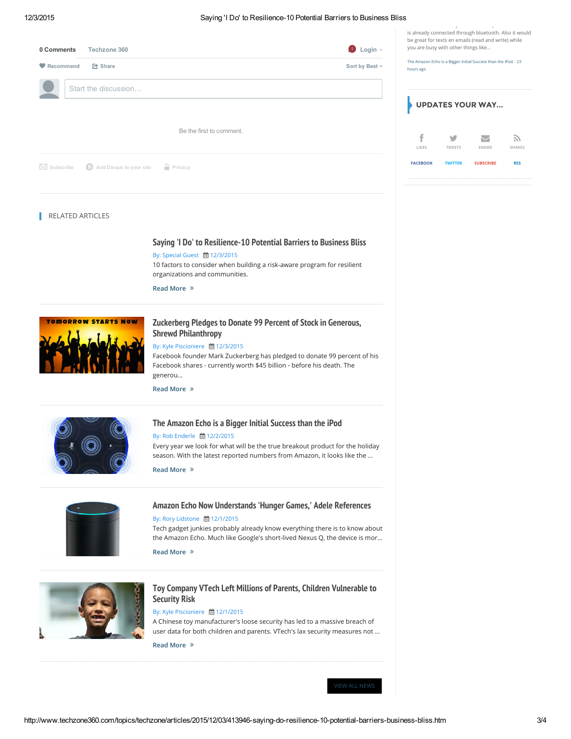0 Comments Techzone 360

Login

Recommend Share Sort by Best

Start the discussion…

Be the first to comment.

Subscribe Add Disqus to your site Privacy

is already connected through bluetooth. Also it would be great for texts en emails (read and write) while you are busy with other things like…

The Amazon Echo is a Bigger Initial Success than the iPod · 23 hours ago

## UPDATES YOUR WAY...

| LIKES | TWEETS | ENEWS | SHARES |
|---|---|---|---|
| FACEBOOK | TWITTER | SUBSCRIBE | RSS |

## RELATED ARTICLES

### Saying 'I Do' to Resilience-10 Potential Barriers to Business Bliss

By: Special Guest 12/3/2015

10 factors to consider when building a risk-aware program for resilient organizations and communities.

Read More »

### Zuckerberg Pledges to Donate 99 Percent of Stock in Generous, Shrewd Philanthropy

By: Kyle Piscioniere 12/3/2015

Facebook founder Mark Zuckerberg has pledged to donate 99 percent of his Facebook shares - currently worth $45 billion - before his death. The generou...

Read More »

### The Amazon Echo is a Bigger Initial Success than the iPod

By: Rob Enderle 12/2/2015

Every year we look for what will be the true breakout product for the holiday season. With the latest reported numbers from Amazon, it looks like the ...

Read More »

### Amazon Echo Now Understands 'Hunger Games,' Adele References

By: Rory Lidstone 12/1/2015

Tech gadget junkies probably already know everything there is to know about the Amazon Echo. Much like Google's short-lived Nexus Q, the device is mor...

Read More »

### Toy Company VTech Left Millions of Parents, Children Vulnerable to Security Risk

By: Kyle Piscioniere 12/1/2015

A Chinese toy manufacturer's loose security has led to a massive breach of user data for both children and parents. VTech's lax security measures not ...

Read More »

VIEW ALL NEWS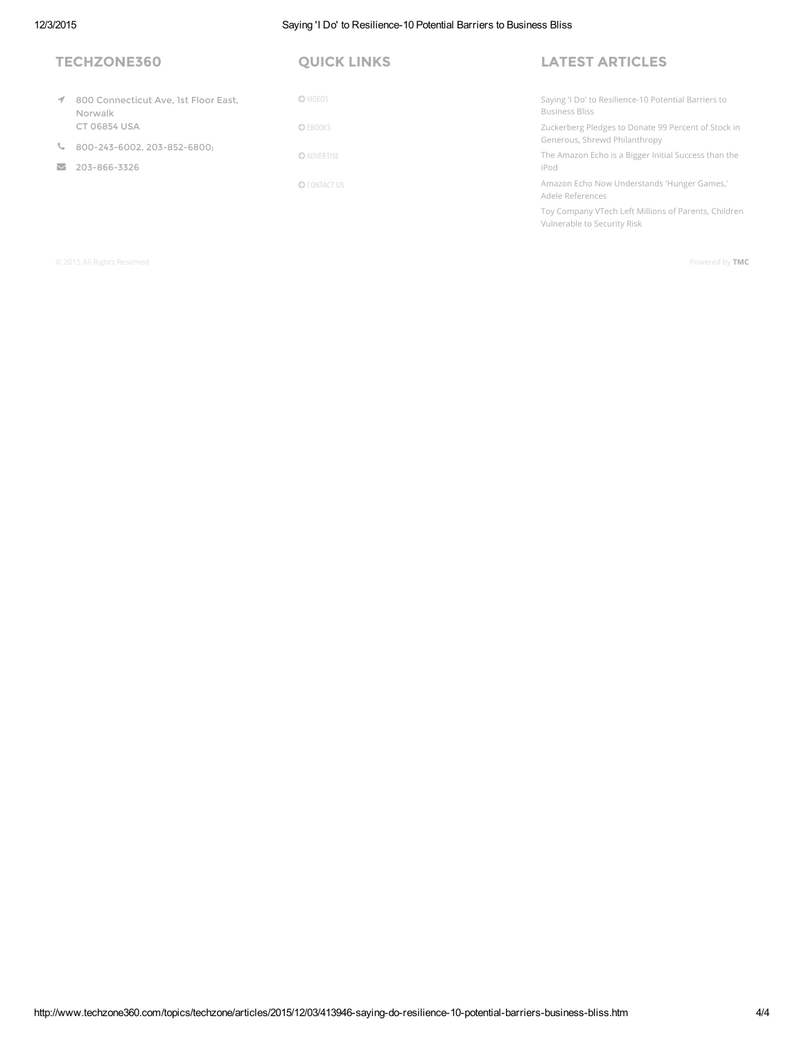## TECHZONE360

- 800 Connecticut Ave, 1st Floor East, Norwalk
  CT 06854 USA
- 800-243-6002, 203-852-6800;
- 203-866-3326

## QUICK LINKS

- VIDEOS
- EBOOKS
- ADVERTISE
- CONTACT US

## LATEST ARTICLES

- Saying 'I Do' to Resilience-10 Potential Barriers to Business Bliss
- Zuckerberg Pledges to Donate 99 Percent of Stock in Generous, Shrewd Philanthropy
- The Amazon Echo is a Bigger Initial Success than the iPod
- Amazon Echo Now Understands 'Hunger Games,' Adele References
- Toy Company VTech Left Millions of Parents, Children Vulnerable to Security Risk

© 2015 All Rights Reserved

Powered by **TMC**